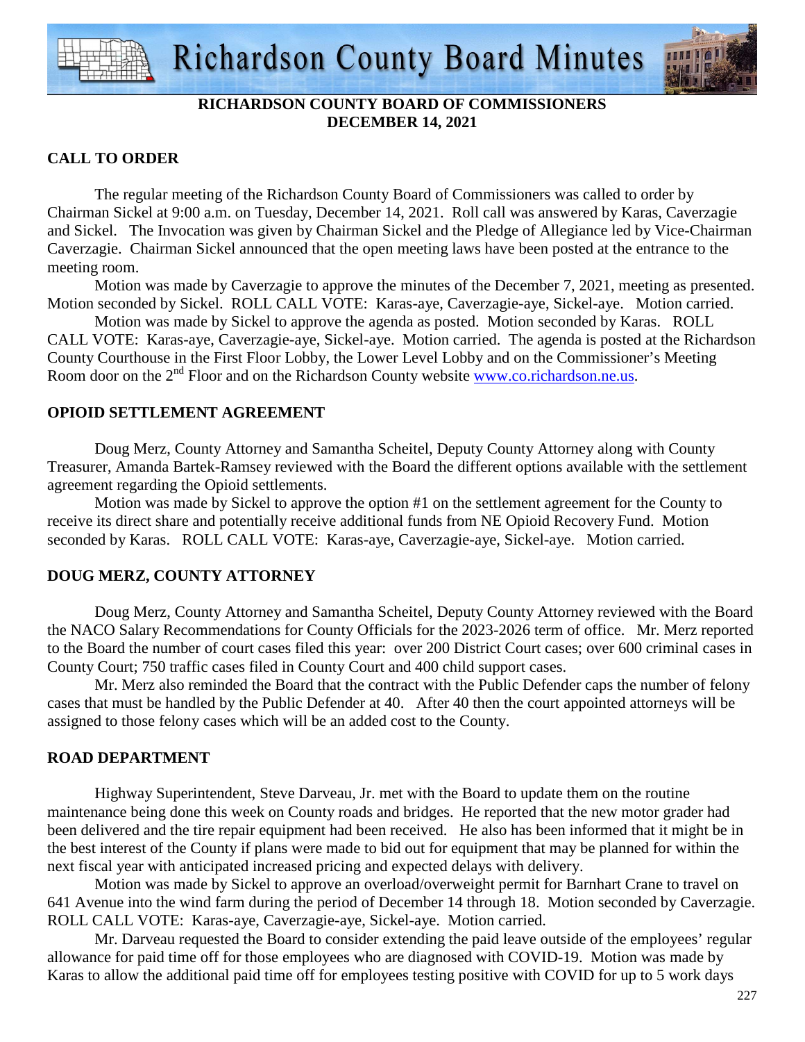# Richardson County Board Minutes

**RICHARDSON COUNTY BOARD OF COMMISSIONERS**
**DECEMBER 14, 2021**

## CALL TO ORDER

The regular meeting of the Richardson County Board of Commissioners was called to order by Chairman Sickel at 9:00 a.m. on Tuesday, December 14, 2021. Roll call was answered by Karas, Caverzagie and Sickel. The Invocation was given by Chairman Sickel and the Pledge of Allegiance led by Vice-Chairman Caverzagie. Chairman Sickel announced that the open meeting laws have been posted at the entrance to the meeting room.

Motion was made by Caverzagie to approve the minutes of the December 7, 2021, meeting as presented. Motion seconded by Sickel. ROLL CALL VOTE: Karas-aye, Caverzagie-aye, Sickel-aye. Motion carried.

Motion was made by Sickel to approve the agenda as posted. Motion seconded by Karas. ROLL CALL VOTE: Karas-aye, Caverzagie-aye, Sickel-aye. Motion carried. The agenda is posted at the Richardson County Courthouse in the First Floor Lobby, the Lower Level Lobby and on the Commissioner's Meeting Room door on the 2nd Floor and on the Richardson County website www.co.richardson.ne.us.

## OPIOID SETTLEMENT AGREEMENT

Doug Merz, County Attorney and Samantha Scheitel, Deputy County Attorney along with County Treasurer, Amanda Bartek-Ramsey reviewed with the Board the different options available with the settlement agreement regarding the Opioid settlements.

Motion was made by Sickel to approve the option #1 on the settlement agreement for the County to receive its direct share and potentially receive additional funds from NE Opioid Recovery Fund. Motion seconded by Karas. ROLL CALL VOTE: Karas-aye, Caverzagie-aye, Sickel-aye. Motion carried.

## DOUG MERZ, COUNTY ATTORNEY

Doug Merz, County Attorney and Samantha Scheitel, Deputy County Attorney reviewed with the Board the NACO Salary Recommendations for County Officials for the 2023-2026 term of office. Mr. Merz reported to the Board the number of court cases filed this year: over 200 District Court cases; over 600 criminal cases in County Court; 750 traffic cases filed in County Court and 400 child support cases.

Mr. Merz also reminded the Board that the contract with the Public Defender caps the number of felony cases that must be handled by the Public Defender at 40. After 40 then the court appointed attorneys will be assigned to those felony cases which will be an added cost to the County.

## ROAD DEPARTMENT

Highway Superintendent, Steve Darveau, Jr. met with the Board to update them on the routine maintenance being done this week on County roads and bridges. He reported that the new motor grader had been delivered and the tire repair equipment had been received. He also has been informed that it might be in the best interest of the County if plans were made to bid out for equipment that may be planned for within the next fiscal year with anticipated increased pricing and expected delays with delivery.

Motion was made by Sickel to approve an overload/overweight permit for Barnhart Crane to travel on 641 Avenue into the wind farm during the period of December 14 through 18. Motion seconded by Caverzagie. ROLL CALL VOTE: Karas-aye, Caverzagie-aye, Sickel-aye. Motion carried.

Mr. Darveau requested the Board to consider extending the paid leave outside of the employees' regular allowance for paid time off for those employees who are diagnosed with COVID-19. Motion was made by Karas to allow the additional paid time off for employees testing positive with COVID for up to 5 work days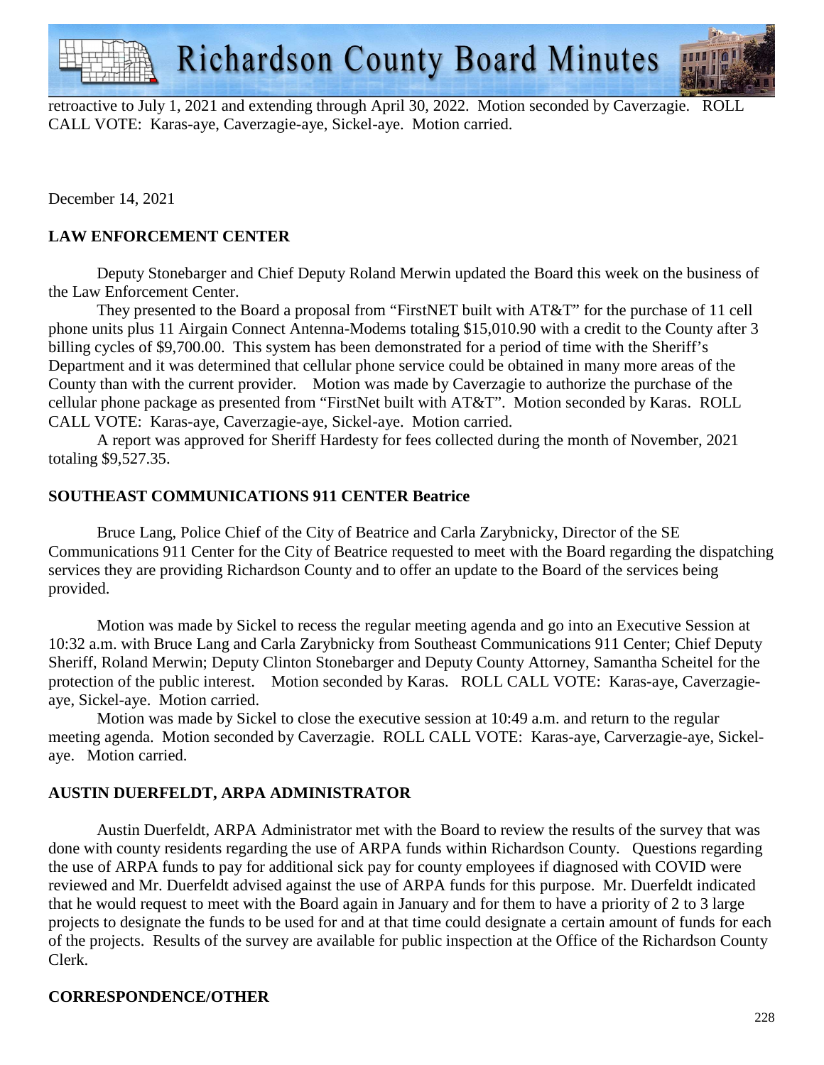retroactive to July 1, 2021 and extending through April 30, 2022. Motion seconded by Caverzagie. ROLL CALL VOTE: Karas-aye, Caverzagie-aye, Sickel-aye. Motion carried.

December 14, 2021

**LAW ENFORCEMENT CENTER**

Deputy Stonebarger and Chief Deputy Roland Merwin updated the Board this week on the business of the Law Enforcement Center.

They presented to the Board a proposal from "FirstNET built with AT&T" for the purchase of 11 cell phone units plus 11 Airgain Connect Antenna-Modems totaling $15,010.90 with a credit to the County after 3 billing cycles of $9,700.00. This system has been demonstrated for a period of time with the Sheriff's Department and it was determined that cellular phone service could be obtained in many more areas of the County than with the current provider. Motion was made by Caverzagie to authorize the purchase of the cellular phone package as presented from "FirstNet built with AT&T". Motion seconded by Karas. ROLL CALL VOTE: Karas-aye, Caverzagie-aye, Sickel-aye. Motion carried.

A report was approved for Sheriff Hardesty for fees collected during the month of November, 2021 totaling $9,527.35.

**SOUTHEAST COMMUNICATIONS 911 CENTER Beatrice**

Bruce Lang, Police Chief of the City of Beatrice and Carla Zarybnicky, Director of the SE Communications 911 Center for the City of Beatrice requested to meet with the Board regarding the dispatching services they are providing Richardson County and to offer an update to the Board of the services being provided.

Motion was made by Sickel to recess the regular meeting agenda and go into an Executive Session at 10:32 a.m. with Bruce Lang and Carla Zarybnicky from Southeast Communications 911 Center; Chief Deputy Sheriff, Roland Merwin; Deputy Clinton Stonebarger and Deputy County Attorney, Samantha Scheitel for the protection of the public interest. Motion seconded by Karas. ROLL CALL VOTE: Karas-aye, Caverzagie-aye, Sickel-aye. Motion carried.

Motion was made by Sickel to close the executive session at 10:49 a.m. and return to the regular meeting agenda. Motion seconded by Caverzagie. ROLL CALL VOTE: Karas-aye, Carverzagie-aye, Sickel-aye. Motion carried.

**AUSTIN DUERFELDT, ARPA ADMINISTRATOR**

Austin Duerfeldt, ARPA Administrator met with the Board to review the results of the survey that was done with county residents regarding the use of ARPA funds within Richardson County. Questions regarding the use of ARPA funds to pay for additional sick pay for county employees if diagnosed with COVID were reviewed and Mr. Duerfeldt advised against the use of ARPA funds for this purpose. Mr. Duerfeldt indicated that he would request to meet with the Board again in January and for them to have a priority of 2 to 3 large projects to designate the funds to be used for and at that time could designate a certain amount of funds for each of the projects. Results of the survey are available for public inspection at the Office of the Richardson County Clerk.

**CORRESPONDENCE/OTHER**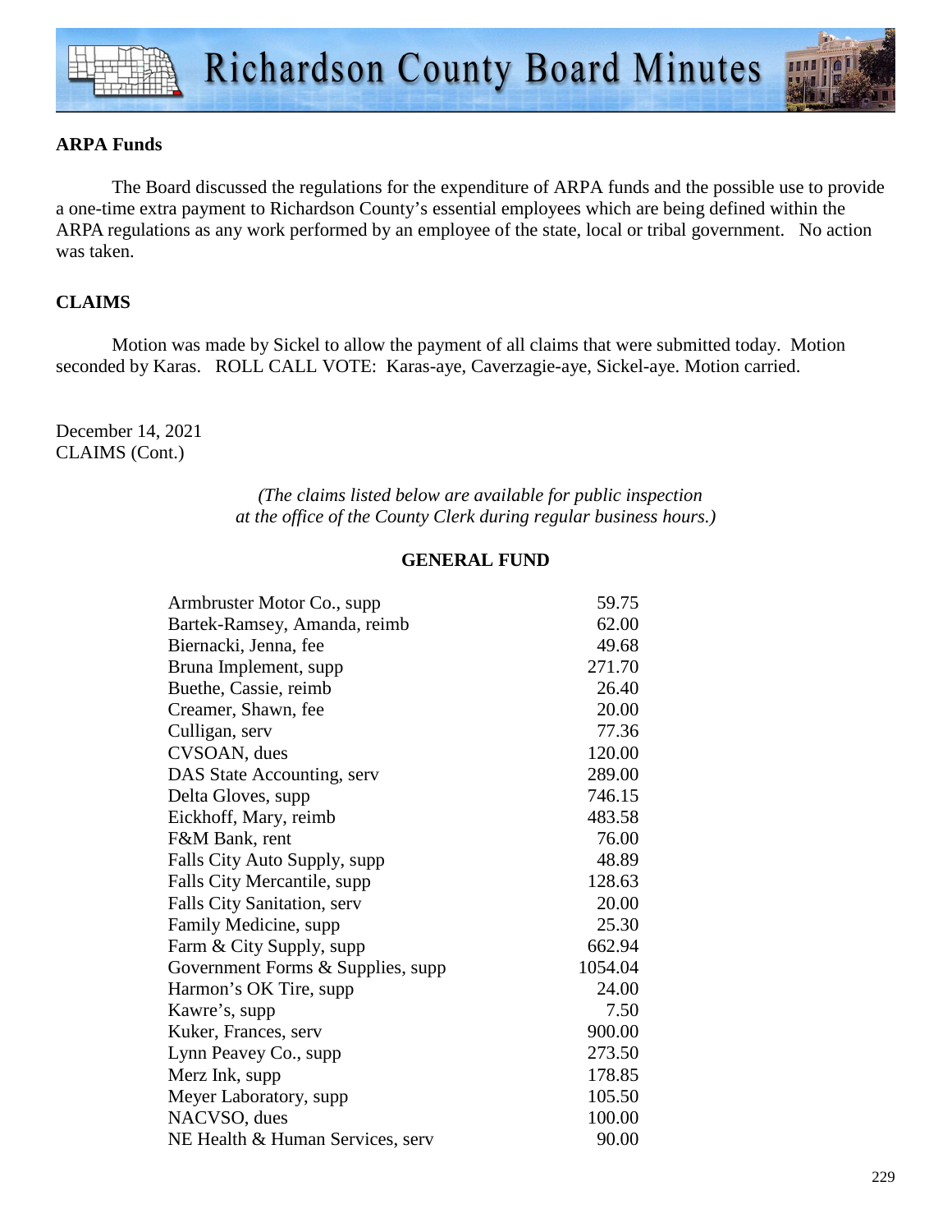**ARPA Funds**

The Board discussed the regulations for the expenditure of ARPA funds and the possible use to provide a one-time extra payment to Richardson County's essential employees which are being defined within the ARPA regulations as any work performed by an employee of the state, local or tribal government. No action was taken.

**CLAIMS**

Motion was made by Sickel to allow the payment of all claims that were submitted today. Motion seconded by Karas. ROLL CALL VOTE: Karas-aye, Caverzagie-aye, Sickel-aye. Motion carried.

December 14, 2021
CLAIMS (Cont.)

*(The claims listed below are available for public inspection at the office of the County Clerk during regular business hours.)*

**GENERAL FUND**

| | |
|---|---|
| Armbruster Motor Co., supp | 59.75 |
| Bartek-Ramsey, Amanda, reimb | 62.00 |
| Biernacki, Jenna, fee | 49.68 |
| Bruna Implement, supp | 271.70 |
| Buethe, Cassie, reimb | 26.40 |
| Creamer, Shawn, fee | 20.00 |
| Culligan, serv | 77.36 |
| CVSOAN, dues | 120.00 |
| DAS State Accounting, serv | 289.00 |
| Delta Gloves, supp | 746.15 |
| Eickhoff, Mary, reimb | 483.58 |
| F&M Bank, rent | 76.00 |
| Falls City Auto Supply, supp | 48.89 |
| Falls City Mercantile, supp | 128.63 |
| Falls City Sanitation, serv | 20.00 |
| Family Medicine, supp | 25.30 |
| Farm & City Supply, supp | 662.94 |
| Government Forms & Supplies, supp | 1054.04 |
| Harmon's OK Tire, supp | 24.00 |
| Kawre's, supp | 7.50 |
| Kuker, Frances, serv | 900.00 |
| Lynn Peavey Co., supp | 273.50 |
| Merz Ink, supp | 178.85 |
| Meyer Laboratory, supp | 105.50 |
| NACVSO, dues | 100.00 |
| NE Health & Human Services, serv | 90.00 |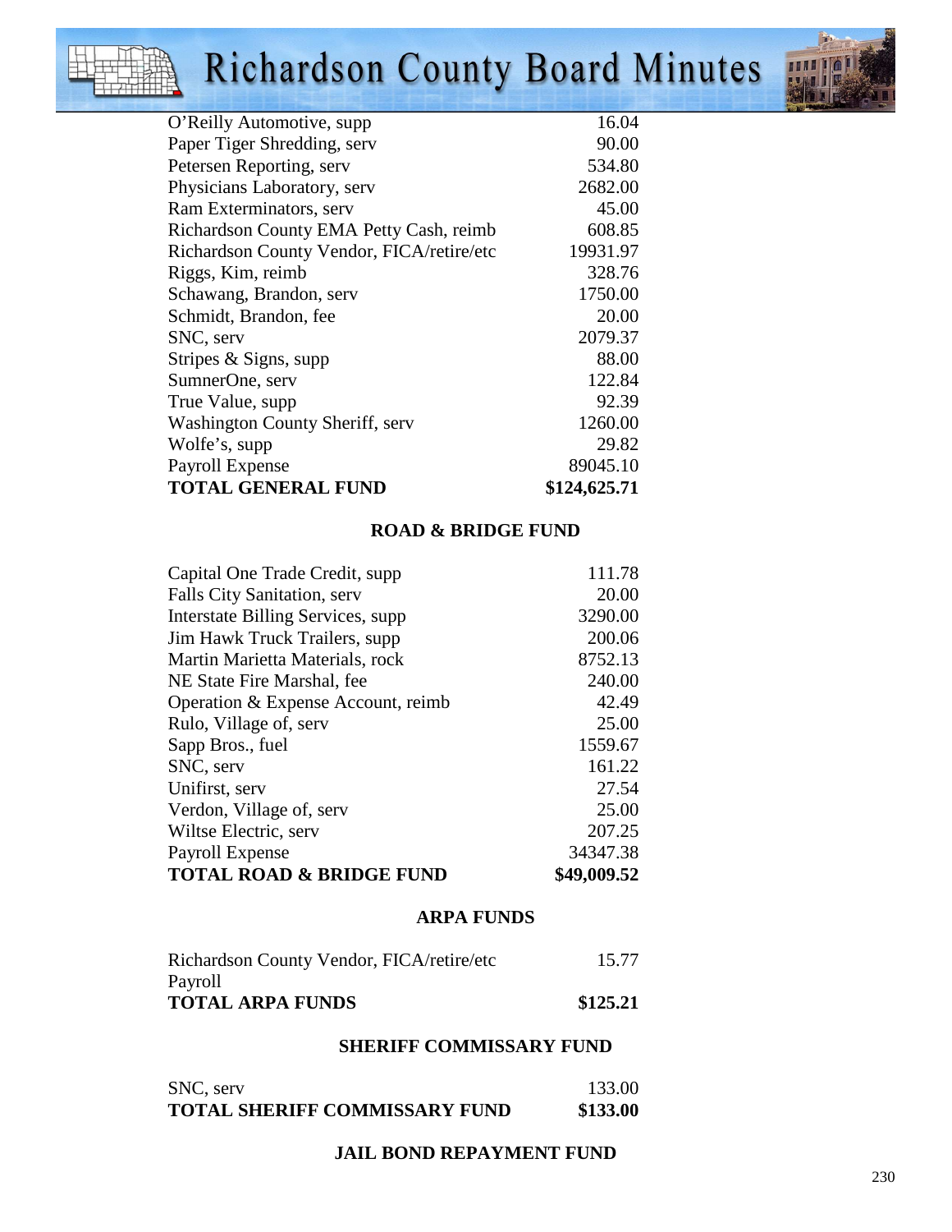| | |
|---|---|
| O'Reilly Automotive, supp | 16.04 |
| Paper Tiger Shredding, serv | 90.00 |
| Petersen Reporting, serv | 534.80 |
| Physicians Laboratory, serv | 2682.00 |
| Ram Exterminators, serv | 45.00 |
| Richardson County EMA Petty Cash, reimb | 608.85 |
| Richardson County Vendor, FICA/retire/etc | 19931.97 |
| Riggs, Kim, reimb | 328.76 |
| Schawang, Brandon, serv | 1750.00 |
| Schmidt, Brandon, fee | 20.00 |
| SNC, serv | 2079.37 |
| Stripes & Signs, supp | 88.00 |
| SumnerOne, serv | 122.84 |
| True Value, supp | 92.39 |
| Washington County Sheriff, serv | 1260.00 |
| Wolfe's, supp | 29.82 |
| Payroll Expense | 89045.10 |
| **TOTAL GENERAL FUND** | **$124,625.71** |

**ROAD & BRIDGE FUND**

| | |
|---|---|
| Capital One Trade Credit, supp | 111.78 |
| Falls City Sanitation, serv | 20.00 |
| Interstate Billing Services, supp | 3290.00 |
| Jim Hawk Truck Trailers, supp | 200.06 |
| Martin Marietta Materials, rock | 8752.13 |
| NE State Fire Marshal, fee | 240.00 |
| Operation & Expense Account, reimb | 42.49 |
| Rulo, Village of, serv | 25.00 |
| Sapp Bros., fuel | 1559.67 |
| SNC, serv | 161.22 |
| Unifirst, serv | 27.54 |
| Verdon, Village of, serv | 25.00 |
| Wiltse Electric, serv | 207.25 |
| Payroll Expense | 34347.38 |
| **TOTAL ROAD & BRIDGE FUND** | **$49,009.52** |

**ARPA FUNDS**

| | |
|---|---|
| Richardson County Vendor, FICA/retire/etc | 15.77 |
| Payroll | |
| **TOTAL ARPA FUNDS** | **$125.21** |

**SHERIFF COMMISSARY FUND**

| | |
|---|---|
| SNC, serv | 133.00 |
| **TOTAL SHERIFF COMMISSARY FUND** | **$133.00** |

**JAIL BOND REPAYMENT FUND**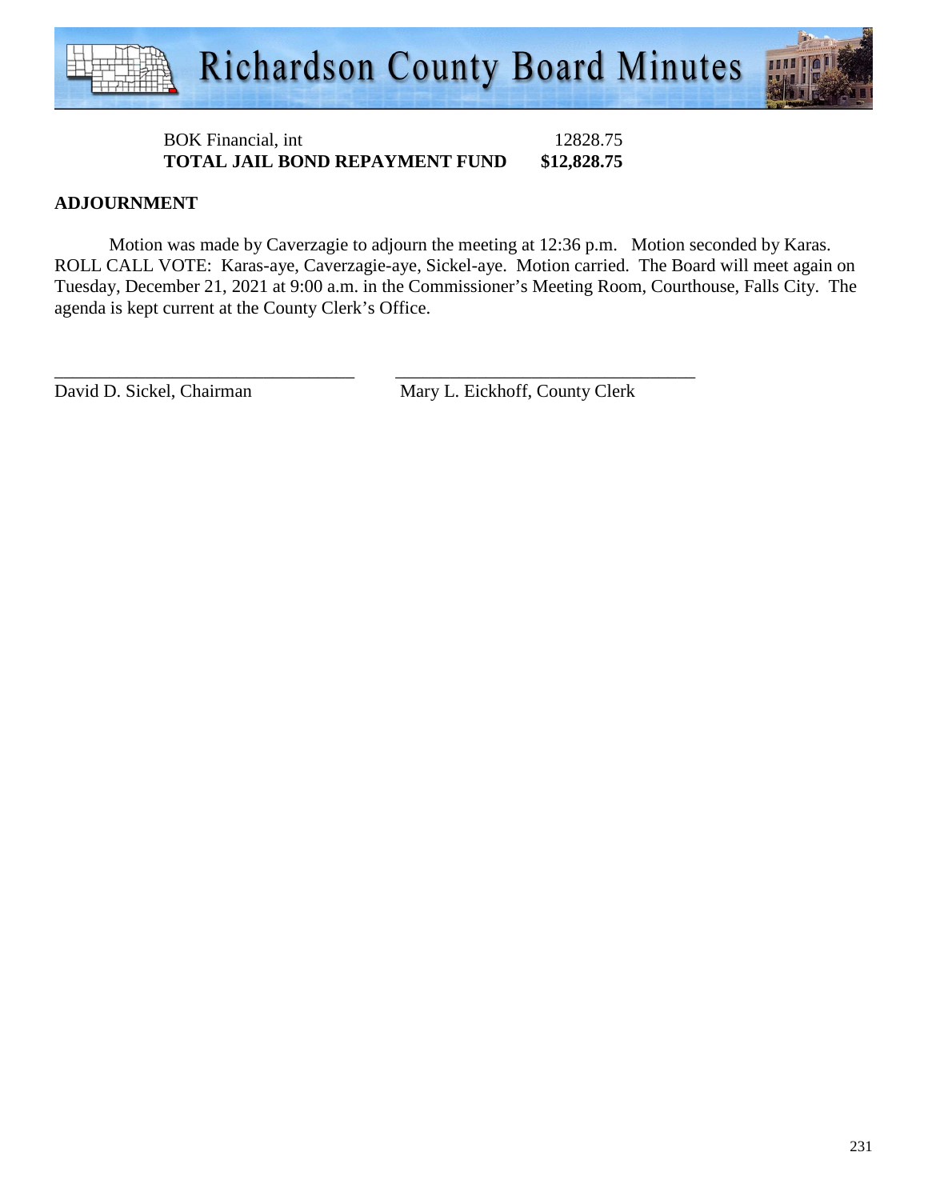| | |
|---|---|
| BOK Financial, int | 12828.75 |
| **TOTAL JAIL BOND REPAYMENT FUND** | **$12,828.75** |

**ADJOURNMENT**

Motion was made by Caverzagie to adjourn the meeting at 12:36 p.m. Motion seconded by Karas. ROLL CALL VOTE: Karas-aye, Caverzagie-aye, Sickel-aye. Motion carried. The Board will meet again on Tuesday, December 21, 2021 at 9:00 a.m. in the Commissioner's Meeting Room, Courthouse, Falls City. The agenda is kept current at the County Clerk's Office.

_________________________________ _________________________________

David D. Sickel, Chairman Mary L. Eickhoff, County Clerk